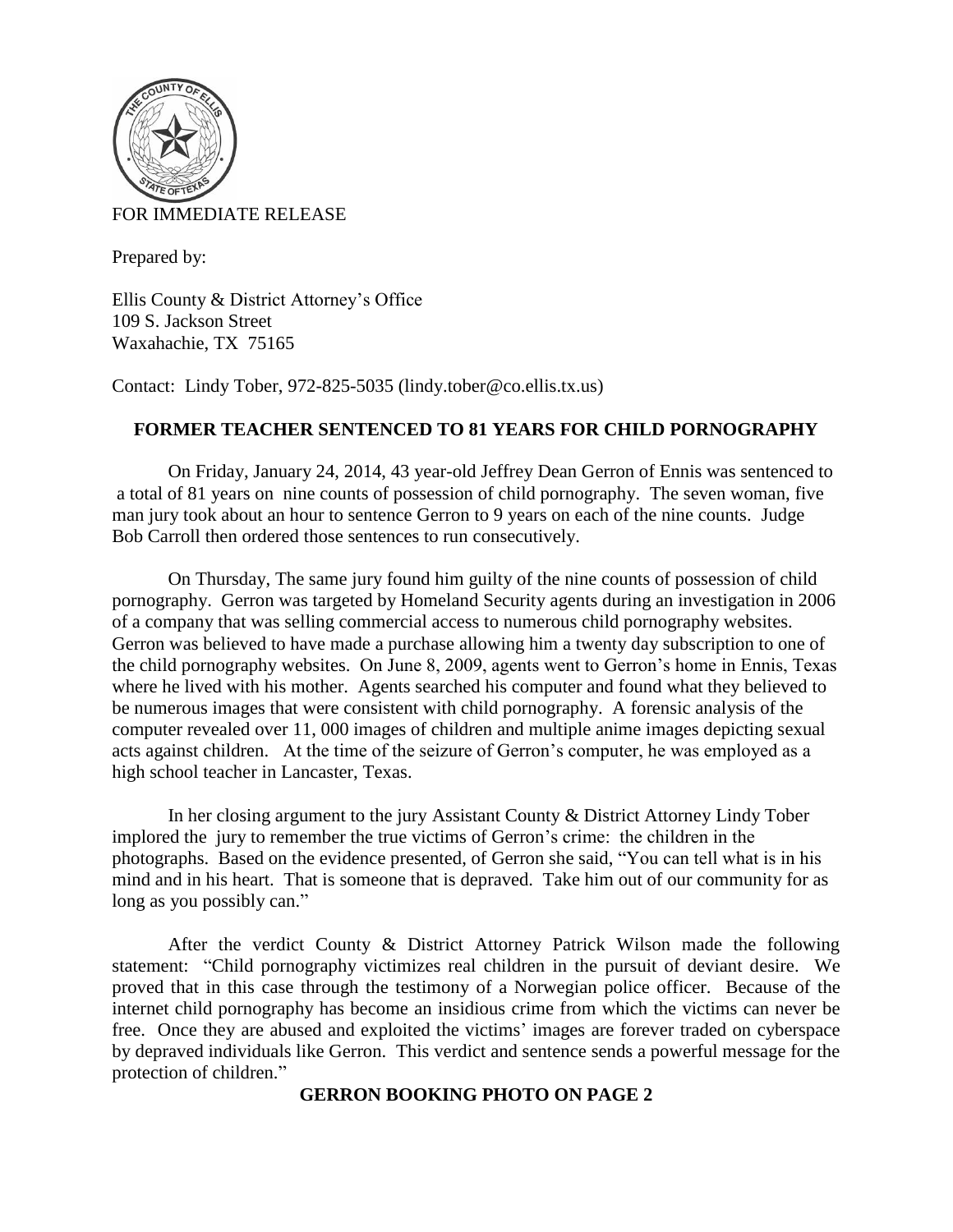FOR IMMEDIATE RELEASE

Prepared by:

Ellis County & District Attorney's Office
109 S. Jackson Street
Waxahachie, TX 75165

Contact: Lindy Tober, 972-825-5035 (lindy.tober@co.ellis.tx.us)

## FORMER TEACHER SENTENCED TO 81 YEARS FOR CHILD PORNOGRAPHY

On Friday, January 24, 2014, 43 year-old Jeffrey Dean Gerron of Ennis was sentenced to a total of 81 years on nine counts of possession of child pornography. The seven woman, five man jury took about an hour to sentence Gerron to 9 years on each of the nine counts. Judge Bob Carroll then ordered those sentences to run consecutively.

On Thursday, The same jury found him guilty of the nine counts of possession of child pornography. Gerron was targeted by Homeland Security agents during an investigation in 2006 of a company that was selling commercial access to numerous child pornography websites. Gerron was believed to have made a purchase allowing him a twenty day subscription to one of the child pornography websites. On June 8, 2009, agents went to Gerron's home in Ennis, Texas where he lived with his mother. Agents searched his computer and found what they believed to be numerous images that were consistent with child pornography. A forensic analysis of the computer revealed over 11, 000 images of children and multiple anime images depicting sexual acts against children. At the time of the seizure of Gerron's computer, he was employed as a high school teacher in Lancaster, Texas.

In her closing argument to the jury Assistant County & District Attorney Lindy Tober implored the jury to remember the true victims of Gerron's crime: the children in the photographs. Based on the evidence presented, of Gerron she said, "You can tell what is in his mind and in his heart. That is someone that is depraved. Take him out of our community for as long as you possibly can."

After the verdict County & District Attorney Patrick Wilson made the following statement: "Child pornography victimizes real children in the pursuit of deviant desire. We proved that in this case through the testimony of a Norwegian police officer. Because of the internet child pornography has become an insidious crime from which the victims can never be free. Once they are abused and exploited the victims' images are forever traded on cyberspace by depraved individuals like Gerron. This verdict and sentence sends a powerful message for the protection of children."

**GERRON BOOKING PHOTO ON PAGE 2**